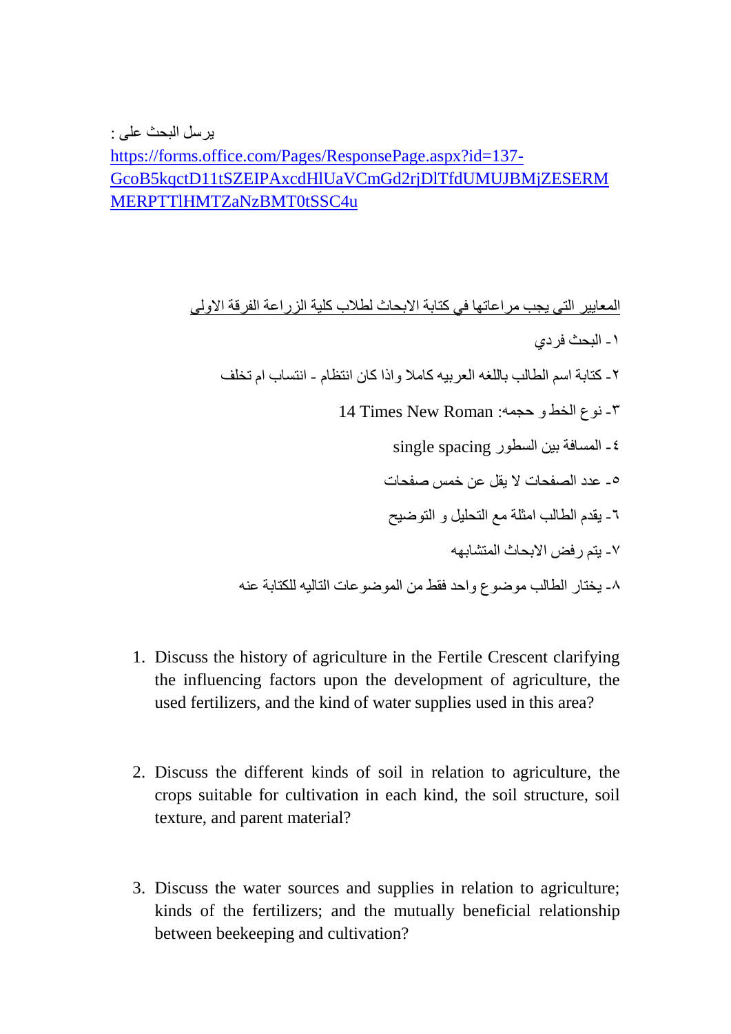يرسل البحث على :

https://forms.office.com/Pages/ResponsePage.aspx?id=137-GcoB5kqctD11tSZEIPAxcdHlUaVCmGd2rjDlTfdUMUJBMjZESERMMERPTTlHMTZaNzBMT0tSSC4u

المعايير التى يجب مراعاتها في كتابة الابحاث لطلاب كلية الزراعة الفرقة الاولى

١- البحث فردي

٢- كتابة اسم الطالب باللغه العربيه كاملا واذا كان انتظام - انتساب ام تخلف

٣- نوع الخط و حجمه: Times New Roman 14

٤- المسافة بين السطور single spacing

٥- عدد الصفحات لا يقل عن خمس صفحات

٦- يقدم الطالب امثلة مع التحليل و التوضيح

٧- يتم رفض الابحاث المتشابهه

٨- يختار الطالب موضوع واحد فقط من الموضوعات التاليه للكتابة عنه

1. Discuss the history of agriculture in the Fertile Crescent clarifying the influencing factors upon the development of agriculture, the used fertilizers, and the kind of water supplies used in this area?

2. Discuss the different kinds of soil in relation to agriculture, the crops suitable for cultivation in each kind, the soil structure, soil texture, and parent material?

3. Discuss the water sources and supplies in relation to agriculture; kinds of the fertilizers; and the mutually beneficial relationship between beekeeping and cultivation?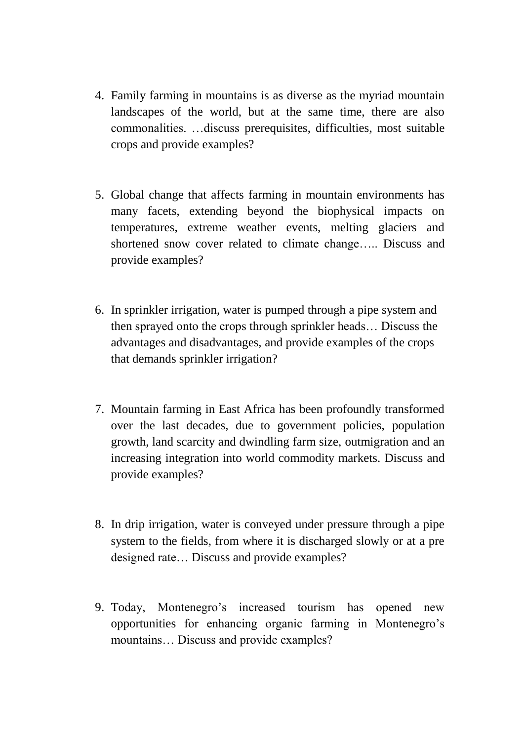4. Family farming in mountains is as diverse as the myriad mountain landscapes of the world, but at the same time, there are also commonalities. …discuss prerequisites, difficulties, most suitable crops and provide examples?

5. Global change that affects farming in mountain environments has many facets, extending beyond the biophysical impacts on temperatures, extreme weather events, melting glaciers and shortened snow cover related to climate change….. Discuss and provide examples?

6. In sprinkler irrigation, water is pumped through a pipe system and then sprayed onto the crops through sprinkler heads… Discuss the advantages and disadvantages, and provide examples of the crops that demands sprinkler irrigation?

7. Mountain farming in East Africa has been profoundly transformed over the last decades, due to government policies, population growth, land scarcity and dwindling farm size, outmigration and an increasing integration into world commodity markets. Discuss and provide examples?

8. In drip irrigation, water is conveyed under pressure through a pipe system to the fields, from where it is discharged slowly or at a pre designed rate… Discuss and provide examples?

9. Today, Montenegro's increased tourism has opened new opportunities for enhancing organic farming in Montenegro's mountains… Discuss and provide examples?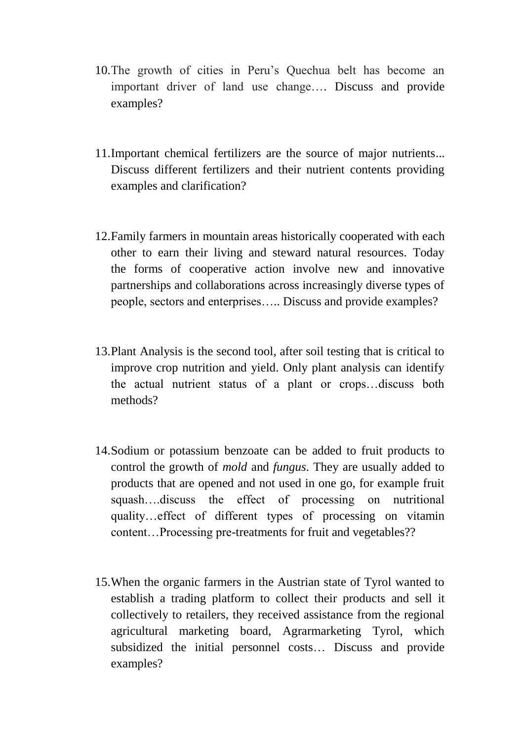10. The growth of cities in Peru's Quechua belt has become an important driver of land use change…. Discuss and provide examples?

11. Important chemical fertilizers are the source of major nutrients... Discuss different fertilizers and their nutrient contents providing examples and clarification?

12. Family farmers in mountain areas historically cooperated with each other to earn their living and steward natural resources. Today the forms of cooperative action involve new and innovative partnerships and collaborations across increasingly diverse types of people, sectors and enterprises….. Discuss and provide examples?

13. Plant Analysis is the second tool, after soil testing that is critical to improve crop nutrition and yield. Only plant analysis can identify the actual nutrient status of a plant or crops…discuss both methods?

14. Sodium or potassium benzoate can be added to fruit products to control the growth of *mold* and *fungus*. They are usually added to products that are opened and not used in one go, for example fruit squash….discuss the effect of processing on nutritional quality…effect of different types of processing on vitamin content…Processing pre-treatments for fruit and vegetables??

15. When the organic farmers in the Austrian state of Tyrol wanted to establish a trading platform to collect their products and sell it collectively to retailers, they received assistance from the regional agricultural marketing board, Agrarmarketing Tyrol, which subsidized the initial personnel costs… Discuss and provide examples?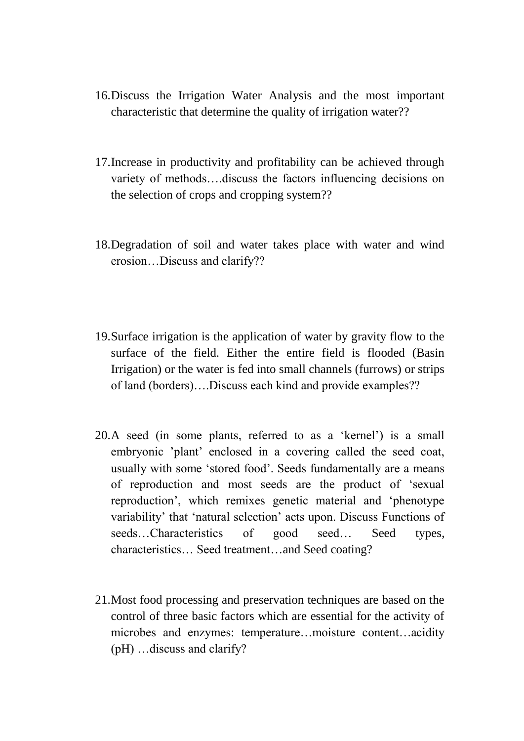16. Discuss the Irrigation Water Analysis and the most important characteristic that determine the quality of irrigation water??

17. Increase in productivity and profitability can be achieved through variety of methods….discuss the factors influencing decisions on the selection of crops and cropping system??

18. Degradation of soil and water takes place with water and wind erosion…Discuss and clarify??

19. Surface irrigation is the application of water by gravity flow to the surface of the field. Either the entire field is flooded (Basin Irrigation) or the water is fed into small channels (furrows) or strips of land (borders)….Discuss each kind and provide examples??

20. A seed (in some plants, referred to as a 'kernel') is a small embryonic 'plant' enclosed in a covering called the seed coat, usually with some 'stored food'. Seeds fundamentally are a means of reproduction and most seeds are the product of 'sexual reproduction', which remixes genetic material and 'phenotype variability' that 'natural selection' acts upon. Discuss Functions of seeds…Characteristics of good seed… Seed types, characteristics… Seed treatment…and Seed coating?

21. Most food processing and preservation techniques are based on the control of three basic factors which are essential for the activity of microbes and enzymes: temperature…moisture content…acidity (pH) …discuss and clarify?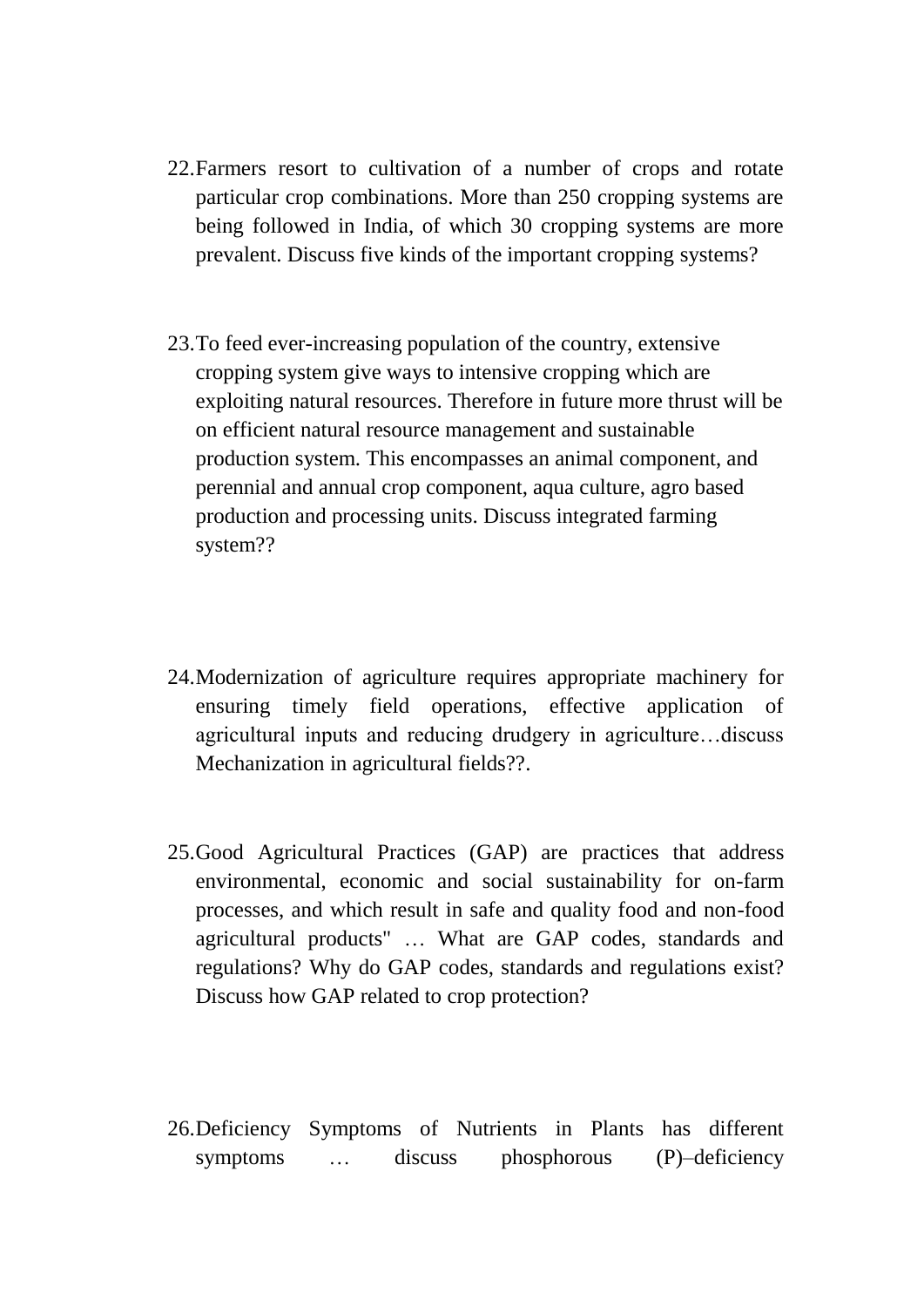22. Farmers resort to cultivation of a number of crops and rotate particular crop combinations. More than 250 cropping systems are being followed in India, of which 30 cropping systems are more prevalent. Discuss five kinds of the important cropping systems?

23. To feed ever-increasing population of the country, extensive cropping system give ways to intensive cropping which are exploiting natural resources. Therefore in future more thrust will be on efficient natural resource management and sustainable production system. This encompasses an animal component, and perennial and annual crop component, aqua culture, agro based production and processing units. Discuss integrated farming system??

24. Modernization of agriculture requires appropriate machinery for ensuring timely field operations, effective application of agricultural inputs and reducing drudgery in agriculture…discuss Mechanization in agricultural fields??.

25. Good Agricultural Practices (GAP) are practices that address environmental, economic and social sustainability for on-farm processes, and which result in safe and quality food and non-food agricultural products" … What are GAP codes, standards and regulations? Why do GAP codes, standards and regulations exist? Discuss how GAP related to crop protection?

26. Deficiency Symptoms of Nutrients in Plants has different symptoms … discuss phosphorous (P)–deficiency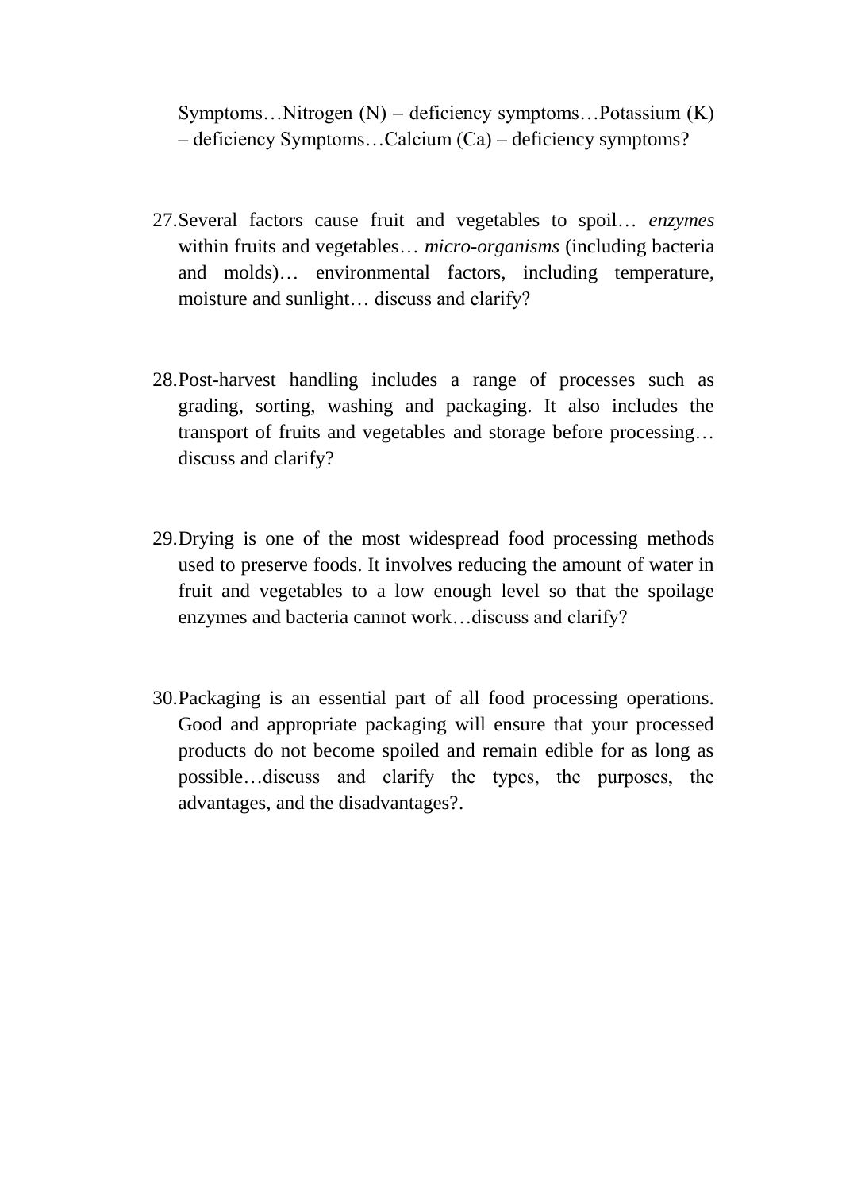Symptoms…Nitrogen (N) – deficiency symptoms…Potassium (K) – deficiency Symptoms…Calcium (Ca) – deficiency symptoms?

27. Several factors cause fruit and vegetables to spoil… *enzymes* within fruits and vegetables… *micro-organisms* (including bacteria and molds)… environmental factors, including temperature, moisture and sunlight… discuss and clarify?

28. Post-harvest handling includes a range of processes such as grading, sorting, washing and packaging. It also includes the transport of fruits and vegetables and storage before processing… discuss and clarify?

29. Drying is one of the most widespread food processing methods used to preserve foods. It involves reducing the amount of water in fruit and vegetables to a low enough level so that the spoilage enzymes and bacteria cannot work…discuss and clarify?

30. Packaging is an essential part of all food processing operations. Good and appropriate packaging will ensure that your processed products do not become spoiled and remain edible for as long as possible…discuss and clarify the types, the purposes, the advantages, and the disadvantages?.